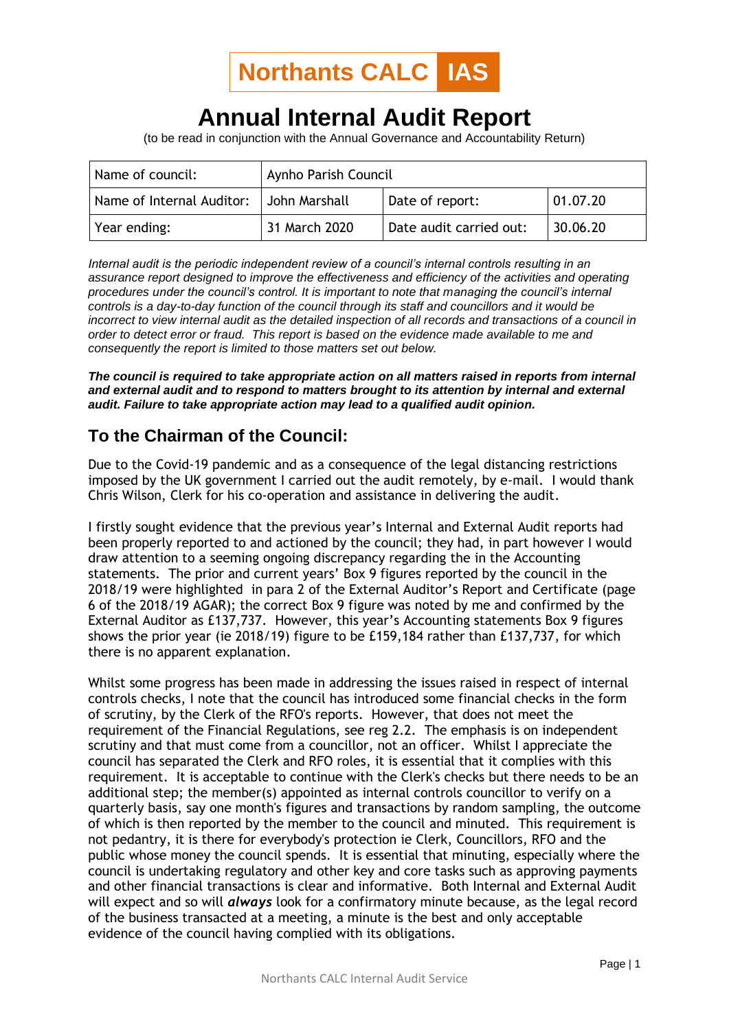Northants CALC IAS

# Annual Internal Audit Report

(to be read in conjunction with the Annual Governance and Accountability Return)

| Name of council: | Aynho Parish Council | | |
|---|---|---|---|
| Name of Internal Auditor: | John Marshall | Date of report: | 01.07.20 |
| Year ending: | 31 March 2020 | Date audit carried out: | 30.06.20 |

*Internal audit is the periodic independent review of a council's internal controls resulting in an assurance report designed to improve the effectiveness and efficiency of the activities and operating procedures under the council's control. It is important to note that managing the council's internal controls is a day-to-day function of the council through its staff and councillors and it would be incorrect to view internal audit as the detailed inspection of all records and transactions of a council in order to detect error or fraud. This report is based on the evidence made available to me and consequently the report is limited to those matters set out below.*

***The council is required to take appropriate action on all matters raised in reports from internal and external audit and to respond to matters brought to its attention by internal and external audit. Failure to take appropriate action may lead to a qualified audit opinion.***

## To the Chairman of the Council:

Due to the Covid-19 pandemic and as a consequence of the legal distancing restrictions imposed by the UK government I carried out the audit remotely, by e-mail. I would thank Chris Wilson, Clerk for his co-operation and assistance in delivering the audit.

I firstly sought evidence that the previous year's Internal and External Audit reports had been properly reported to and actioned by the council; they had, in part however I would draw attention to a seeming ongoing discrepancy regarding the in the Accounting statements. The prior and current years' Box 9 figures reported by the council in the 2018/19 were highlighted in para 2 of the External Auditor's Report and Certificate (page 6 of the 2018/19 AGAR); the correct Box 9 figure was noted by me and confirmed by the External Auditor as £137,737. However, this year's Accounting statements Box 9 figures shows the prior year (ie 2018/19) figure to be £159,184 rather than £137,737, for which there is no apparent explanation.

Whilst some progress has been made in addressing the issues raised in respect of internal controls checks, I note that the council has introduced some financial checks in the form of scrutiny, by the Clerk of the RFO's reports. However, that does not meet the requirement of the Financial Regulations, see reg 2.2. The emphasis is on independent scrutiny and that must come from a councillor, not an officer. Whilst I appreciate the council has separated the Clerk and RFO roles, it is essential that it complies with this requirement. It is acceptable to continue with the Clerk's checks but there needs to be an additional step; the member(s) appointed as internal controls councillor to verify on a quarterly basis, say one month's figures and transactions by random sampling, the outcome of which is then reported by the member to the council and minuted. This requirement is not pedantry, it is there for everybody's protection ie Clerk, Councillors, RFO and the public whose money the council spends. It is essential that minuting, especially where the council is undertaking regulatory and other key and core tasks such as approving payments and other financial transactions is clear and informative. Both Internal and External Audit will expect and so will ***always*** look for a confirmatory minute because, as the legal record of the business transacted at a meeting, a minute is the best and only acceptable evidence of the council having complied with its obligations.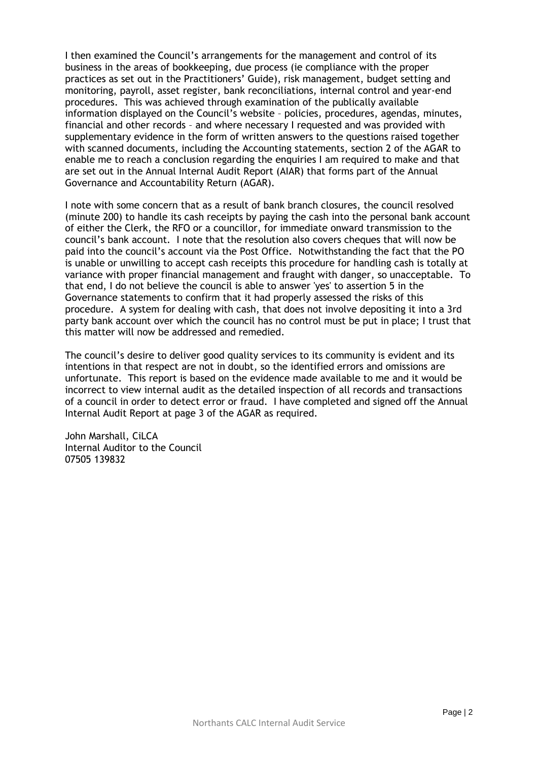I then examined the Council's arrangements for the management and control of its business in the areas of bookkeeping, due process (ie compliance with the proper practices as set out in the Practitioners' Guide), risk management, budget setting and monitoring, payroll, asset register, bank reconciliations, internal control and year-end procedures. This was achieved through examination of the publically available information displayed on the Council's website – policies, procedures, agendas, minutes, financial and other records – and where necessary I requested and was provided with supplementary evidence in the form of written answers to the questions raised together with scanned documents, including the Accounting statements, section 2 of the AGAR to enable me to reach a conclusion regarding the enquiries I am required to make and that are set out in the Annual Internal Audit Report (AIAR) that forms part of the Annual Governance and Accountability Return (AGAR).

I note with some concern that as a result of bank branch closures, the council resolved (minute 200) to handle its cash receipts by paying the cash into the personal bank account of either the Clerk, the RFO or a councillor, for immediate onward transmission to the council's bank account. I note that the resolution also covers cheques that will now be paid into the council's account via the Post Office. Notwithstanding the fact that the PO is unable or unwilling to accept cash receipts this procedure for handling cash is totally at variance with proper financial management and fraught with danger, so unacceptable. To that end, I do not believe the council is able to answer 'yes' to assertion 5 in the Governance statements to confirm that it had properly assessed the risks of this procedure. A system for dealing with cash, that does not involve depositing it into a 3rd party bank account over which the council has no control must be put in place; I trust that this matter will now be addressed and remedied.

The council's desire to deliver good quality services to its community is evident and its intentions in that respect are not in doubt, so the identified errors and omissions are unfortunate. This report is based on the evidence made available to me and it would be incorrect to view internal audit as the detailed inspection of all records and transactions of a council in order to detect error or fraud. I have completed and signed off the Annual Internal Audit Report at page 3 of the AGAR as required.

John Marshall, CiLCA
Internal Auditor to the Council
07505 139832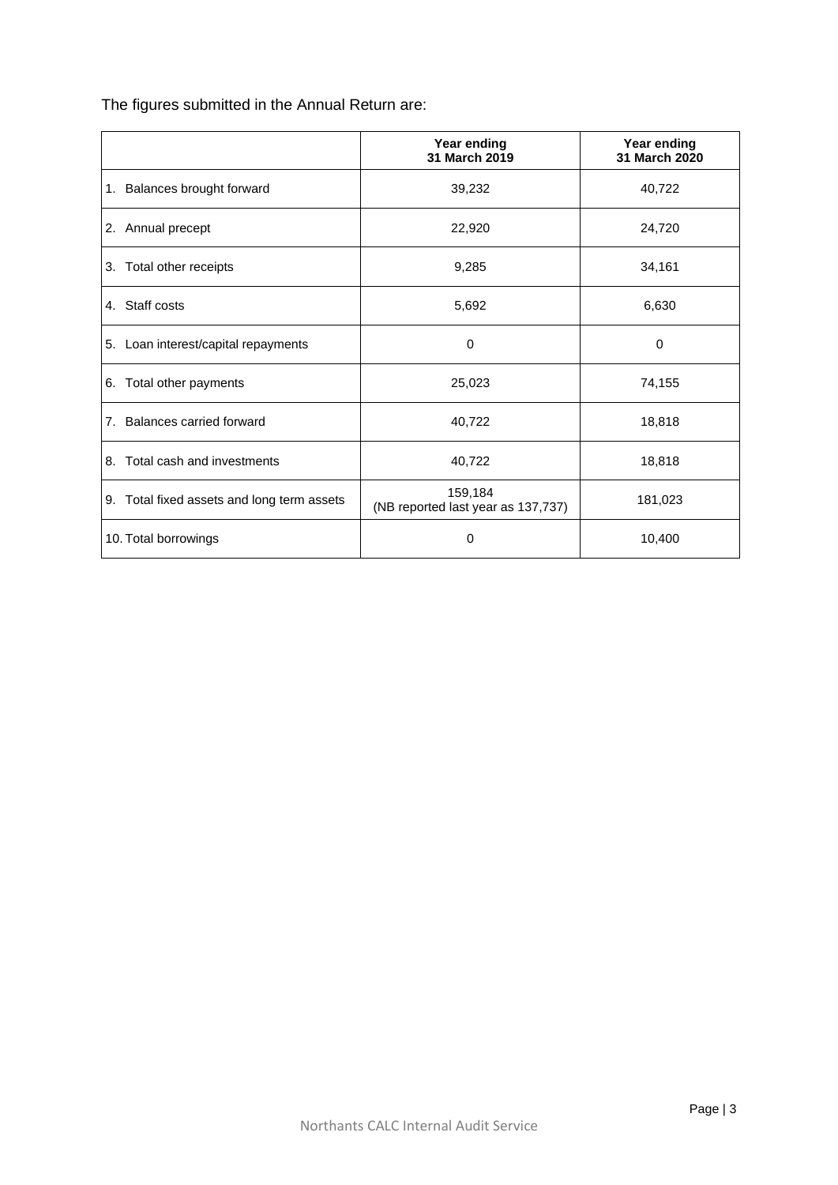The figures submitted in the Annual Return are:

| | Year ending 31 March 2019 | Year ending 31 March 2020 |
|---|---|---|
| 1. Balances brought forward | 39,232 | 40,722 |
| 2. Annual precept | 22,920 | 24,720 |
| 3. Total other receipts | 9,285 | 34,161 |
| 4. Staff costs | 5,692 | 6,630 |
| 5. Loan interest/capital repayments | 0 | 0 |
| 6. Total other payments | 25,023 | 74,155 |
| 7. Balances carried forward | 40,722 | 18,818 |
| 8. Total cash and investments | 40,722 | 18,818 |
| 9. Total fixed assets and long term assets | 159,184 (NB reported last year as 137,737) | 181,023 |
| 10. Total borrowings | 0 | 10,400 |